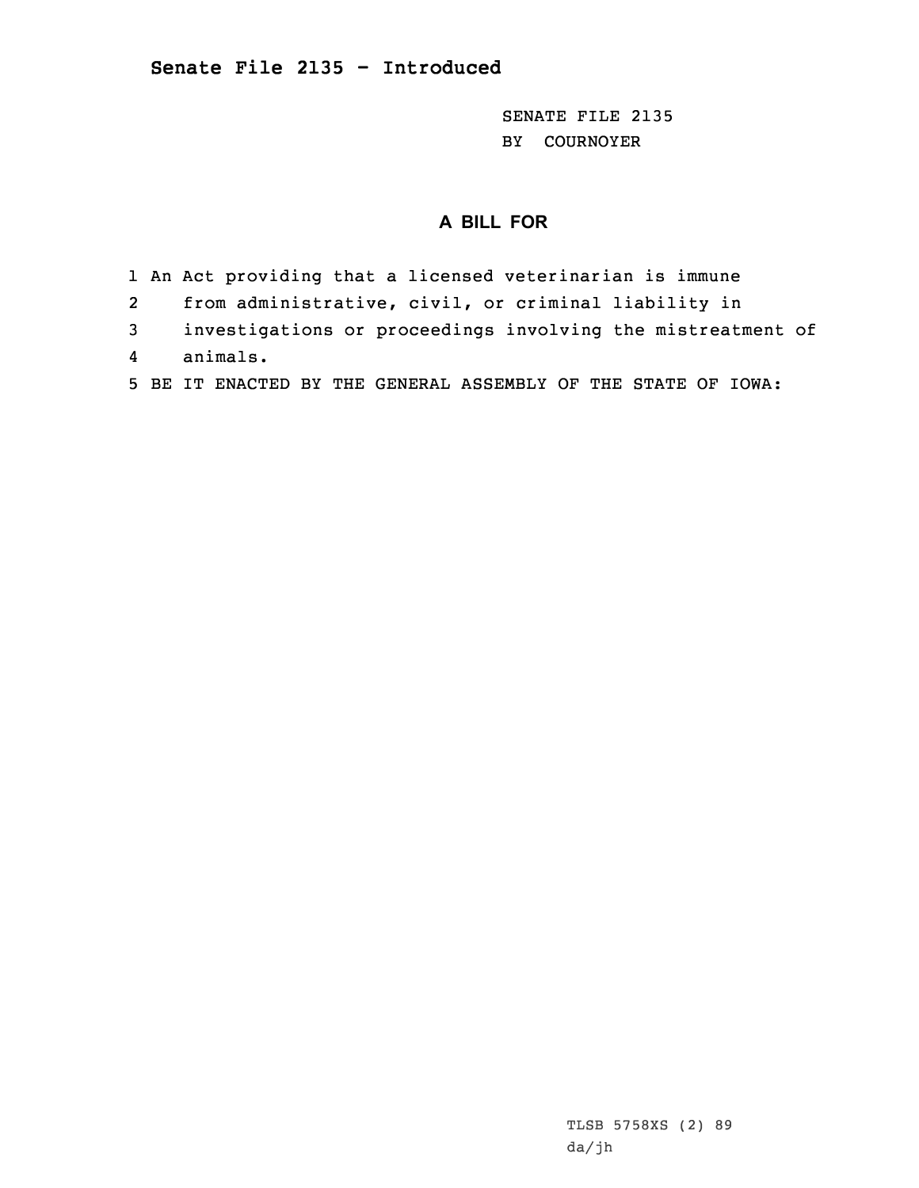**Senate File 2135 - Introduced**

SENATE FILE 2135
BY COURNOYER

## A BILL FOR

1 An Act providing that a licensed veterinarian is immune
2 from administrative, civil, or criminal liability in
3 investigations or proceedings involving the mistreatment of
4 animals.
5 BE IT ENACTED BY THE GENERAL ASSEMBLY OF THE STATE OF IOWA:

TLSB 5758XS (2) 89
da/jh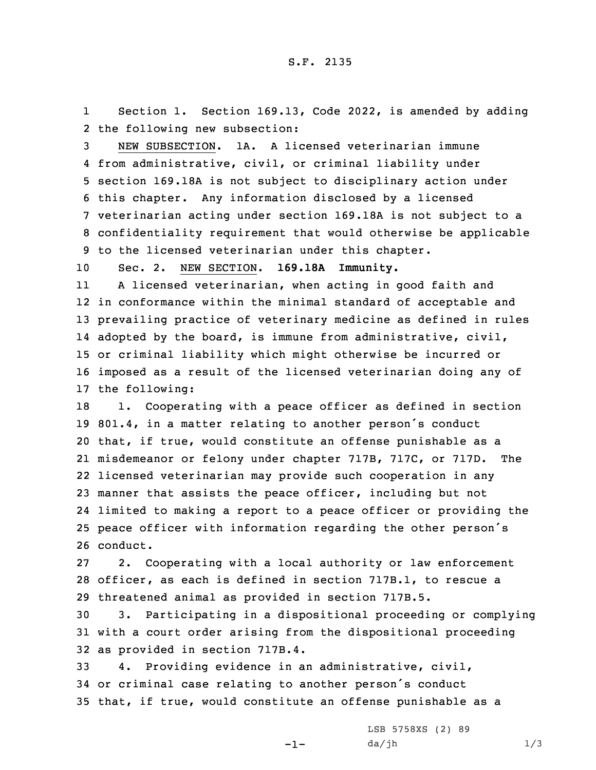Section 1. Section 169.13, Code 2022, is amended by adding the following new subsection:

NEW SUBSECTION. 1A. A licensed veterinarian immune from administrative, civil, or criminal liability under section 169.18A is not subject to disciplinary action under this chapter. Any information disclosed by a licensed veterinarian acting under section 169.18A is not subject to a confidentiality requirement that would otherwise be applicable to the licensed veterinarian under this chapter.

Sec. 2. NEW SECTION. **169.18A Immunity.**

A licensed veterinarian, when acting in good faith and in conformance within the minimal standard of acceptable and prevailing practice of veterinary medicine as defined in rules adopted by the board, is immune from administrative, civil, or criminal liability which might otherwise be incurred or imposed as a result of the licensed veterinarian doing any of the following:

1. Cooperating with a peace officer as defined in section 801.4, in a matter relating to another person's conduct that, if true, would constitute an offense punishable as a misdemeanor or felony under chapter 717B, 717C, or 717D. The licensed veterinarian may provide such cooperation in any manner that assists the peace officer, including but not limited to making a report to a peace officer or providing the peace officer with information regarding the other person's conduct.

2. Cooperating with a local authority or law enforcement officer, as each is defined in section 717B.1, to rescue a threatened animal as provided in section 717B.5.

3. Participating in a dispositional proceeding or complying with a court order arising from the dispositional proceeding as provided in section 717B.4.

4. Providing evidence in an administrative, civil, or criminal case relating to another person's conduct that, if true, would constitute an offense punishable as a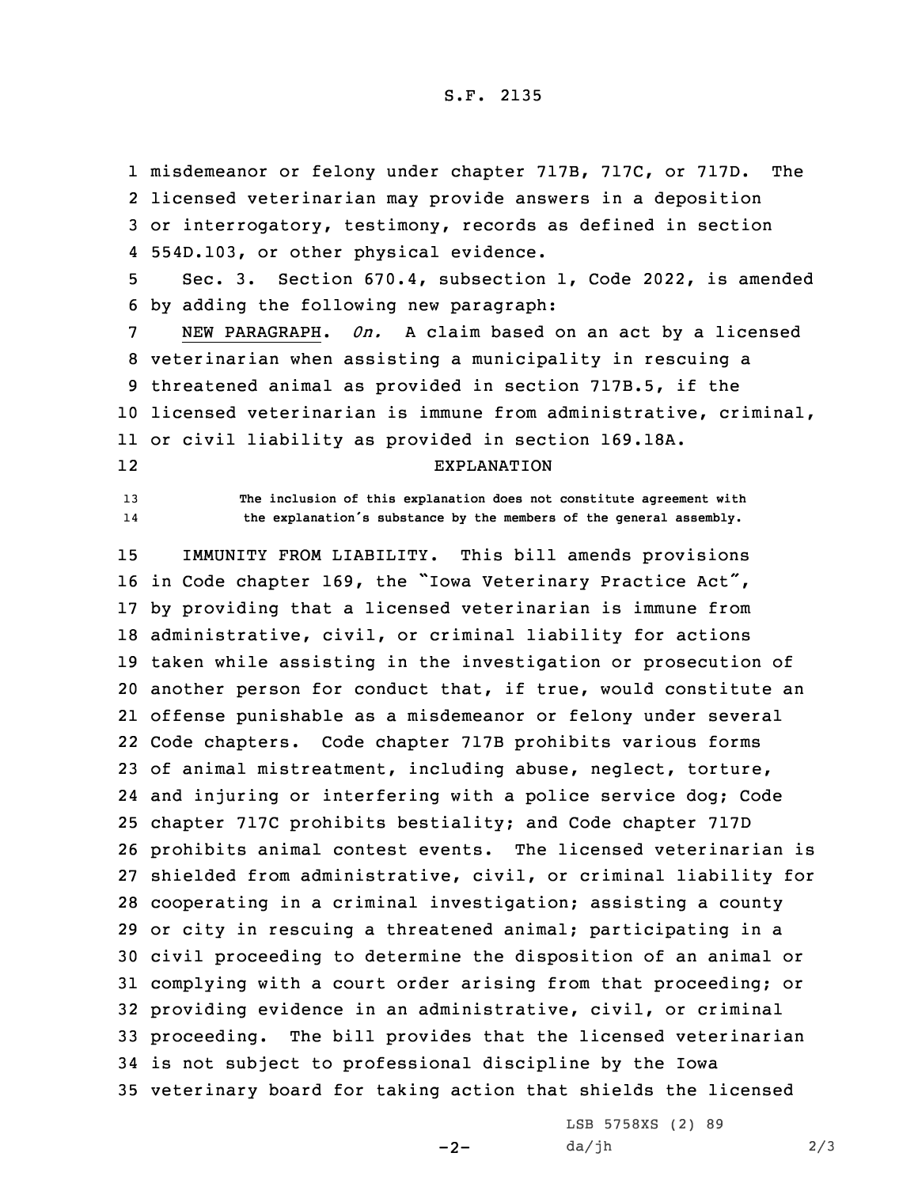misdemeanor or felony under chapter 717B, 717C, or 717D. The licensed veterinarian may provide answers in a deposition or interrogatory, testimony, records as defined in section 554D.103, or other physical evidence.

Sec. 3. Section 670.4, subsection 1, Code 2022, is amended by adding the following new paragraph:

NEW PARAGRAPH. *0n.* A claim based on an act by a licensed veterinarian when assisting a municipality in rescuing a threatened animal as provided in section 717B.5, if the licensed veterinarian is immune from administrative, criminal, or civil liability as provided in section 169.18A.

EXPLANATION

The inclusion of this explanation does not constitute agreement with the explanation's substance by the members of the general assembly.

IMMUNITY FROM LIABILITY. This bill amends provisions in Code chapter 169, the "Iowa Veterinary Practice Act", by providing that a licensed veterinarian is immune from administrative, civil, or criminal liability for actions taken while assisting in the investigation or prosecution of another person for conduct that, if true, would constitute an offense punishable as a misdemeanor or felony under several Code chapters. Code chapter 717B prohibits various forms of animal mistreatment, including abuse, neglect, torture, and injuring or interfering with a police service dog; Code chapter 717C prohibits bestiality; and Code chapter 717D prohibits animal contest events. The licensed veterinarian is shielded from administrative, civil, or criminal liability for cooperating in a criminal investigation; assisting a county or city in rescuing a threatened animal; participating in a civil proceeding to determine the disposition of an animal or complying with a court order arising from that proceeding; or providing evidence in an administrative, civil, or criminal proceeding. The bill provides that the licensed veterinarian is not subject to professional discipline by the Iowa veterinary board for taking action that shields the licensed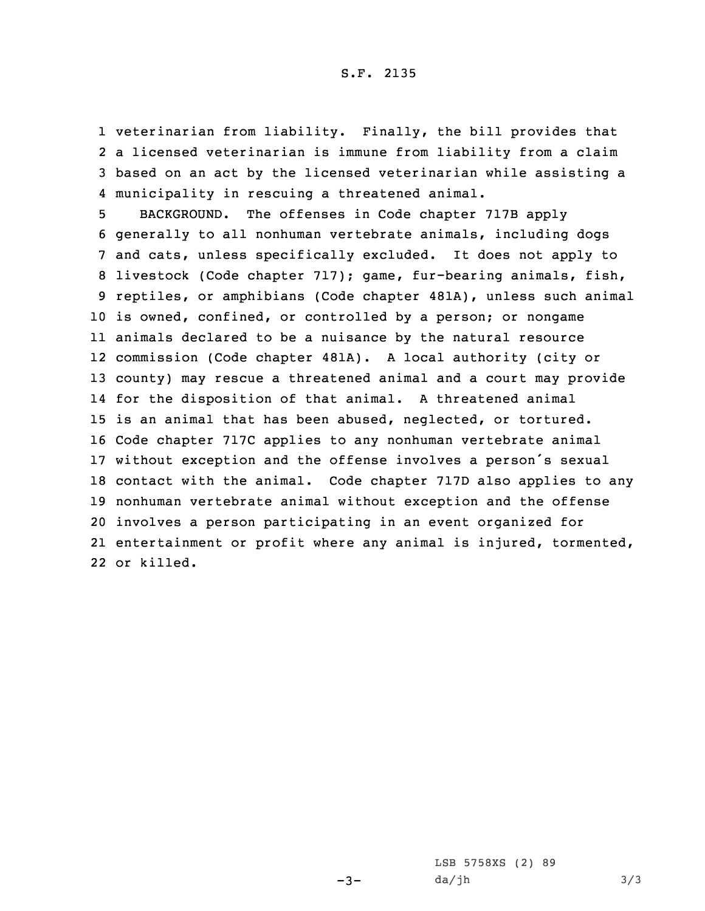veterinarian from liability. Finally, the bill provides that a licensed veterinarian is immune from liability from a claim based on an act by the licensed veterinarian while assisting a municipality in rescuing a threatened animal.

BACKGROUND. The offenses in Code chapter 717B apply generally to all nonhuman vertebrate animals, including dogs and cats, unless specifically excluded. It does not apply to livestock (Code chapter 717); game, fur-bearing animals, fish, reptiles, or amphibians (Code chapter 481A), unless such animal is owned, confined, or controlled by a person; or nongame animals declared to be a nuisance by the natural resource commission (Code chapter 481A). A local authority (city or county) may rescue a threatened animal and a court may provide for the disposition of that animal. A threatened animal is an animal that has been abused, neglected, or tortured. Code chapter 717C applies to any nonhuman vertebrate animal without exception and the offense involves a person's sexual contact with the animal. Code chapter 717D also applies to any nonhuman vertebrate animal without exception and the offense involves a person participating in an event organized for entertainment or profit where any animal is injured, tormented, or killed.

LSB 5758XS (2) 89
da/jh